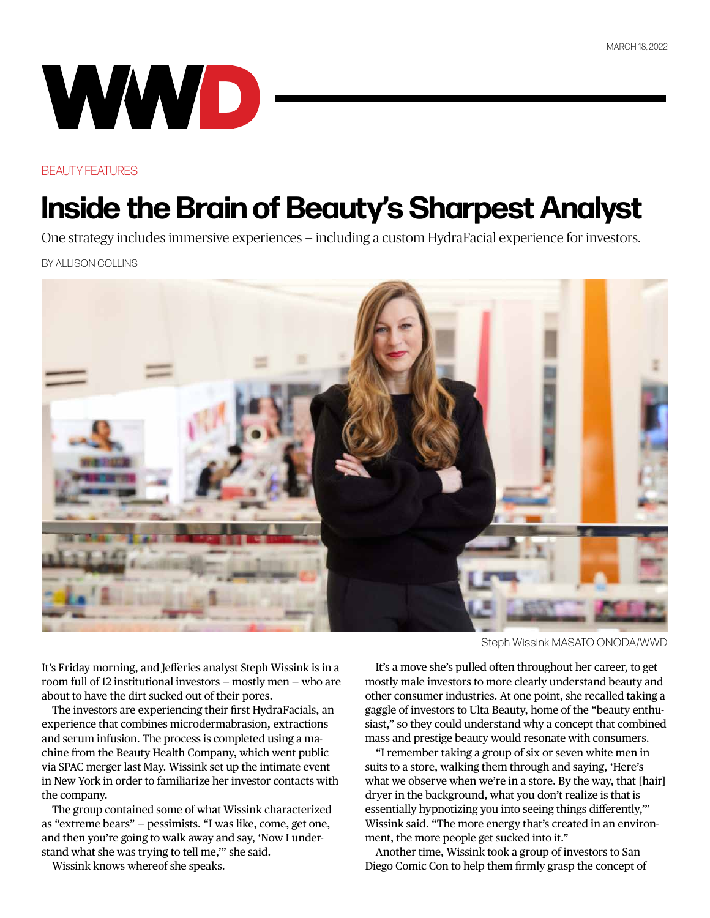# WWD

BEAUTY FEATURES

# Inside the Brain of Beauty's Sharpest Analyst

One strategy includes immersive experiences – including a custom HydraFacial experience for investors.

BY ALLISON COLLINS

Steph Wissink MASATO ONODA/WWD

It's Friday morning, and Jefferies analyst Steph Wissink is in a room full of 12 institutional investors – mostly men – who are about to have the dirt sucked out of their pores.

The investors are experiencing their first HydraFacials, an experience that combines microdermabrasion, extractions and serum infusion. The process is completed using a machine from the Beauty Health Company, which went public via SPAC merger last May. Wissink set up the intimate event in New York in order to familiarize her investor contacts with the company.

The group contained some of what Wissink characterized as "extreme bears" – pessimists. "I was like, come, get one, and then you're going to walk away and say, 'Now I understand what she was trying to tell me,'" she said.

Wissink knows whereof she speaks.

It's a move she's pulled often throughout her career, to get mostly male investors to more clearly understand beauty and other consumer industries. At one point, she recalled taking a gaggle of investors to Ulta Beauty, home of the "beauty enthusiast," so they could understand why a concept that combined mass and prestige beauty would resonate with consumers.

"I remember taking a group of six or seven white men in suits to a store, walking them through and saying, 'Here's what we observe when we're in a store. By the way, that [hair] dryer in the background, what you don't realize is that is essentially hypnotizing you into seeing things differently,'" Wissink said. "The more energy that's created in an environment, the more people get sucked into it."

Another time, Wissink took a group of investors to San Diego Comic Con to help them firmly grasp the concept of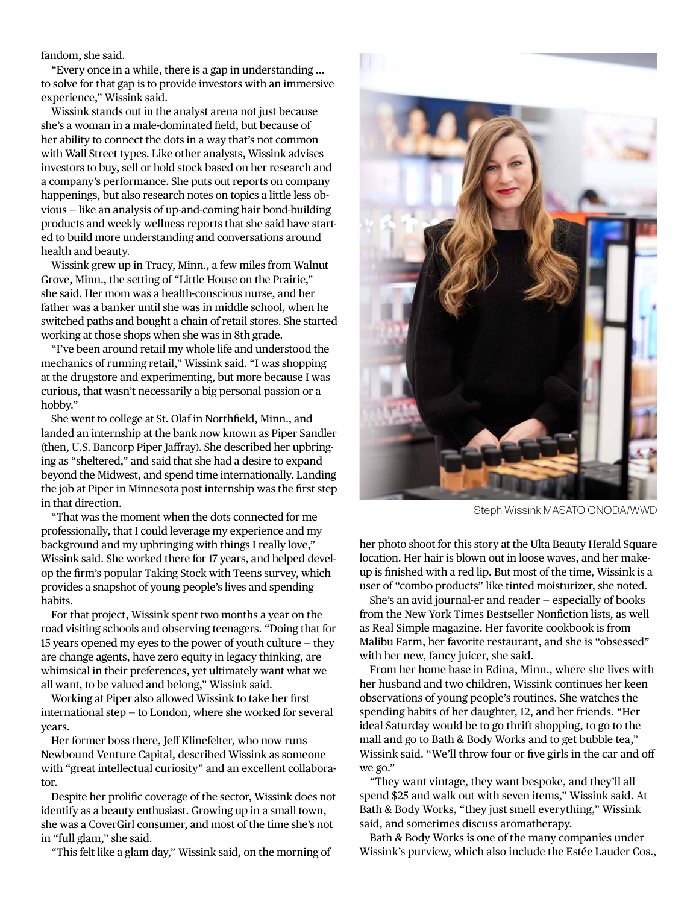fandom, she said.

"Every once in a while, there is a gap in understanding ... to solve for that gap is to provide investors with an immersive experience," Wissink said.

Wissink stands out in the analyst arena not just because she's a woman in a male-dominated field, but because of her ability to connect the dots in a way that's not common with Wall Street types. Like other analysts, Wissink advises investors to buy, sell or hold stock based on her research and a company's performance. She puts out reports on company happenings, but also research notes on topics a little less obvious — like an analysis of up-and-coming hair bond-building products and weekly wellness reports that she said have started to build more understanding and conversations around health and beauty.

Wissink grew up in Tracy, Minn., a few miles from Walnut Grove, Minn., the setting of "Little House on the Prairie," she said. Her mom was a health-conscious nurse, and her father was a banker until she was in middle school, when he switched paths and bought a chain of retail stores. She started working at those shops when she was in 8th grade.

"I've been around retail my whole life and understood the mechanics of running retail," Wissink said. "I was shopping at the drugstore and experimenting, but more because I was curious, that wasn't necessarily a big personal passion or a hobby."

She went to college at St. Olaf in Northfield, Minn., and landed an internship at the bank now known as Piper Sandler (then, U.S. Bancorp Piper Jaffray). She described her upbringing as "sheltered," and said that she had a desire to expand beyond the Midwest, and spend time internationally. Landing the job at Piper in Minnesota post internship was the first step in that direction.

"That was the moment when the dots connected for me professionally, that I could leverage my experience and my background and my upbringing with things I really love," Wissink said. She worked there for 17 years, and helped develop the firm's popular Taking Stock with Teens survey, which provides a snapshot of young people's lives and spending habits.

For that project, Wissink spent two months a year on the road visiting schools and observing teenagers. "Doing that for 15 years opened my eyes to the power of youth culture — they are change agents, have zero equity in legacy thinking, are whimsical in their preferences, yet ultimately want what we all want, to be valued and belong," Wissink said.

Working at Piper also allowed Wissink to take her first international step — to London, where she worked for several years.

Her former boss there, Jeff Klinefelter, who now runs Newbound Venture Capital, described Wissink as someone with "great intellectual curiosity" and an excellent collaborator.

Despite her prolific coverage of the sector, Wissink does not identify as a beauty enthusiast. Growing up in a small town, she was a CoverGirl consumer, and most of the time she's not in "full glam," she said.

"This felt like a glam day," Wissink said, on the morning of her photo shoot for this story at the Ulta Beauty Herald Square location. Her hair is blown out in loose waves, and her makeup is finished with a red lip. But most of the time, Wissink is a user of "combo products" like tinted moisturizer, she noted.

Steph Wissink MASATO ONODA/WWD

She's an avid journal-er and reader — especially of books from the New York Times Bestseller Nonfiction lists, as well as Real Simple magazine. Her favorite cookbook is from Malibu Farm, her favorite restaurant, and she is "obsessed" with her new, fancy juicer, she said.

From her home base in Edina, Minn., where she lives with her husband and two children, Wissink continues her keen observations of young people's routines. She watches the spending habits of her daughter, 12, and her friends. "Her ideal Saturday would be to go thrift shopping, to go to the mall and go to Bath & Body Works and to get bubble tea," Wissink said. "We'll throw four or five girls in the car and off we go."

"They want vintage, they want bespoke, and they'll all spend $25 and walk out with seven items," Wissink said. At Bath & Body Works, "they just smell everything," Wissink said, and sometimes discuss aromatherapy.

Bath & Body Works is one of the many companies under Wissink's purview, which also include the Estée Lauder Cos.,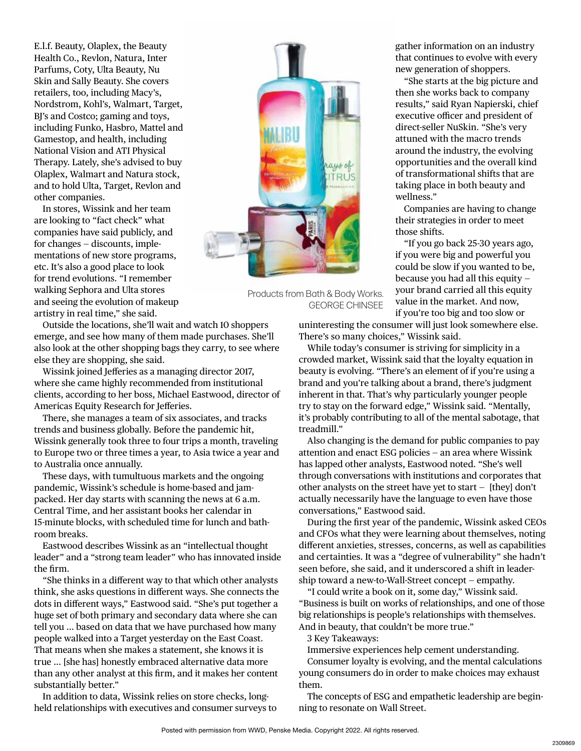E.l.f. Beauty, Olaplex, the Beauty Health Co., Revlon, Natura, Inter Parfums, Coty, Ulta Beauty, Nu Skin and Sally Beauty. She covers retailers, too, including Macy's, Nordstrom, Kohl's, Walmart, Target, BJ's and Costco; gaming and toys, including Funko, Hasbro, Mattel and Gamestop, and health, including National Vision and ATI Physical Therapy. Lately, she's advised to buy Olaplex, Walmart and Natura stock, and to hold Ulta, Target, Revlon and other companies.

In stores, Wissink and her team are looking to "fact check" what companies have said publicly, and for changes — discounts, implementations of new store programs, etc. It's also a good place to look for trend evolutions. "I remember walking Sephora and Ulta stores and seeing the evolution of makeup artistry in real time," she said.

Outside the locations, she'll wait and watch 10 shoppers emerge, and see how many of them made purchases. She'll also look at the other shopping bags they carry, to see where else they are shopping, she said.

Wissink joined Jefferies as a managing director 2017, where she came highly recommended from institutional clients, according to her boss, Michael Eastwood, director of Americas Equity Research for Jefferies.

There, she manages a team of six associates, and tracks trends and business globally. Before the pandemic hit, Wissink generally took three to four trips a month, traveling to Europe two or three times a year, to Asia twice a year and to Australia once annually.

These days, with tumultuous markets and the ongoing pandemic, Wissink's schedule is home-based and jam-packed. Her day starts with scanning the news at 6 a.m. Central Time, and her assistant books her calendar in 15-minute blocks, with scheduled time for lunch and bathroom breaks.

Eastwood describes Wissink as an "intellectual thought leader" and a "strong team leader" who has innovated inside the firm.

"She thinks in a different way to that which other analysts think, she asks questions in different ways. She connects the dots in different ways," Eastwood said. "She's put together a huge set of both primary and secondary data where she can tell you ... based on data that we have purchased how many people walked into a Target yesterday on the East Coast. That means when she makes a statement, she knows it is true ... [she has] honestly embraced alternative data more than any other analyst at this firm, and it makes her content substantially better."

In addition to data, Wissink relies on store checks, long-held relationships with executives and consumer surveys to gather information on an industry that continues to evolve with every new generation of shoppers.

"She starts at the big picture and then she works back to company results," said Ryan Napierski, chief executive officer and president of direct-seller NuSkin. "She's very attuned with the macro trends around the industry, the evolving opportunities and the overall kind of transformational shifts that are taking place in both beauty and wellness."

Companies are having to change their strategies in order to meet those shifts.

"If you go back 25-30 years ago, if you were big and powerful you could be slow if you wanted to be, because you had all this equity — your brand carried all this equity value in the market. And now, if you're too big and too slow or uninteresting the consumer will just look somewhere else. There's so many choices," Wissink said.

Products from Bath & Body Works. GEORGE CHINSEE

While today's consumer is striving for simplicity in a crowded market, Wissink said that the loyalty equation in beauty is evolving. "There's an element of if you're using a brand and you're talking about a brand, there's judgment inherent in that. That's why particularly younger people try to stay on the forward edge," Wissink said. "Mentally, it's probably contributing to all of the mental sabotage, that treadmill."

Also changing is the demand for public companies to pay attention and enact ESG policies — an area where Wissink has lapped other analysts, Eastwood noted. "She's well through conversations with institutions and corporates that other analysts on the street have yet to start — [they] don't actually necessarily have the language to even have those conversations," Eastwood said.

During the first year of the pandemic, Wissink asked CEOs and CFOs what they were learning about themselves, noting different anxieties, stresses, concerns, as well as capabilities and certainties. It was a "degree of vulnerability" she hadn't seen before, she said, and it underscored a shift in leadership toward a new-to-Wall-Street concept — empathy.

"I could write a book on it, some day," Wissink said. "Business is built on works of relationships, and one of those big relationships is people's relationships with themselves. And in beauty, that couldn't be more true."

3 Key Takeaways:

Immersive experiences help cement understanding.

Consumer loyalty is evolving, and the mental calculations young consumers do in order to make choices may exhaust them.

The concepts of ESG and empathetic leadership are beginning to resonate on Wall Street.

Posted with permission from WWD, Penske Media. Copyright 2022. All rights reserved.